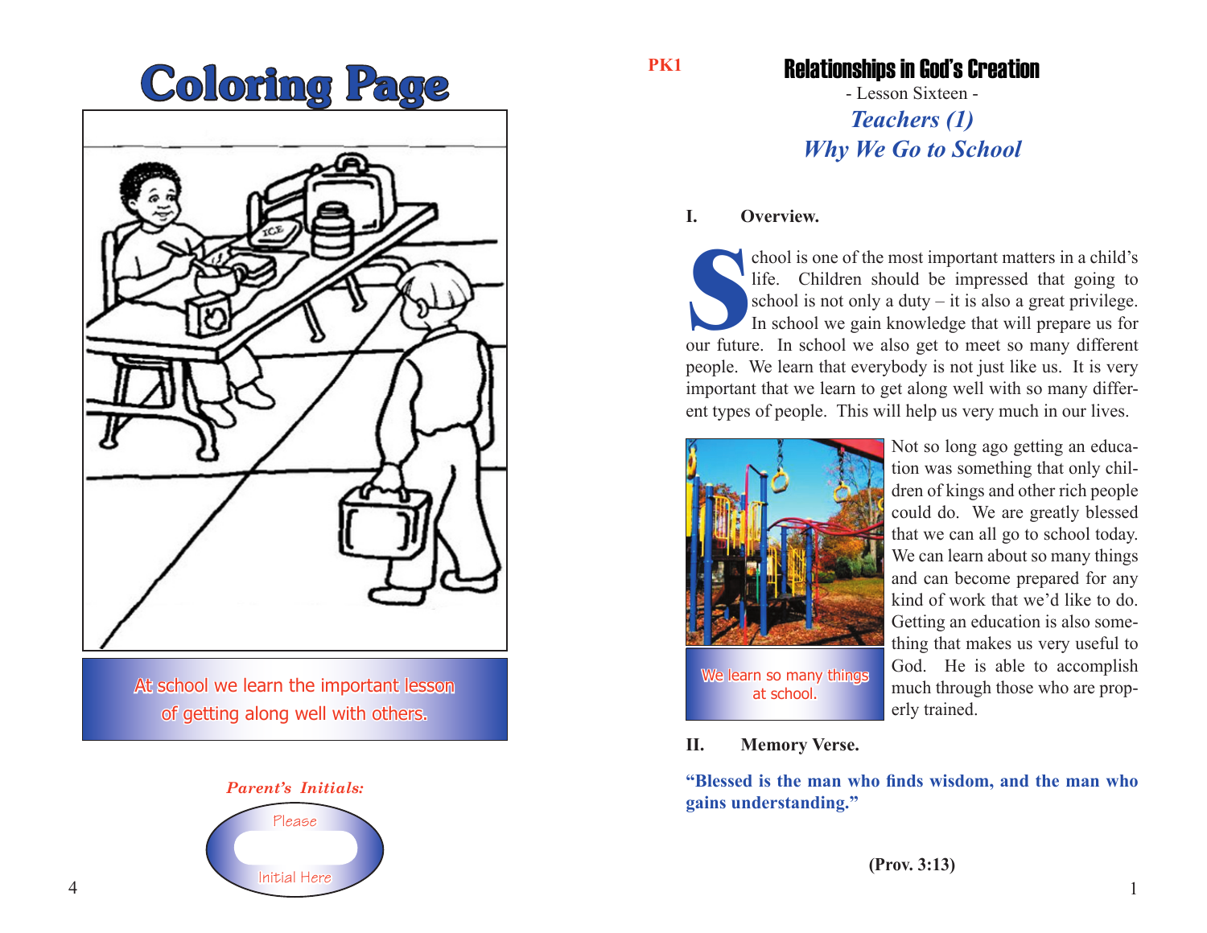# Coloring Page

At school we learn the important lesson of getting along well with others.

*Parent's Initials:*

Please

Initial Here

PK1

# Relationships in God's Creation

- Lesson Sixteen -

## *Teachers (1)*
## *Why We Go to School*

**I. Overview.**

School is one of the most important matters in a child's life. Children should be impressed that going to school is not only a duty – it is also a great privilege. In school we gain knowledge that will prepare us for our future. In school we also get to meet so many different people. We learn that everybody is not just like us. It is very important that we learn to get along well with so many different types of people. This will help us very much in our lives.

We learn so many things at school.

Not so long ago getting an education was something that only children of kings and other rich people could do. We are greatly blessed that we can all go to school today. We can learn about so many things and can become prepared for any kind of work that we'd like to do. Getting an education is also something that makes us very useful to God. He is able to accomplish much through those who are properly trained.

**II. Memory Verse.**

**"Blessed is the man who finds wisdom, and the man who gains understanding."**

**(Prov. 3:13)**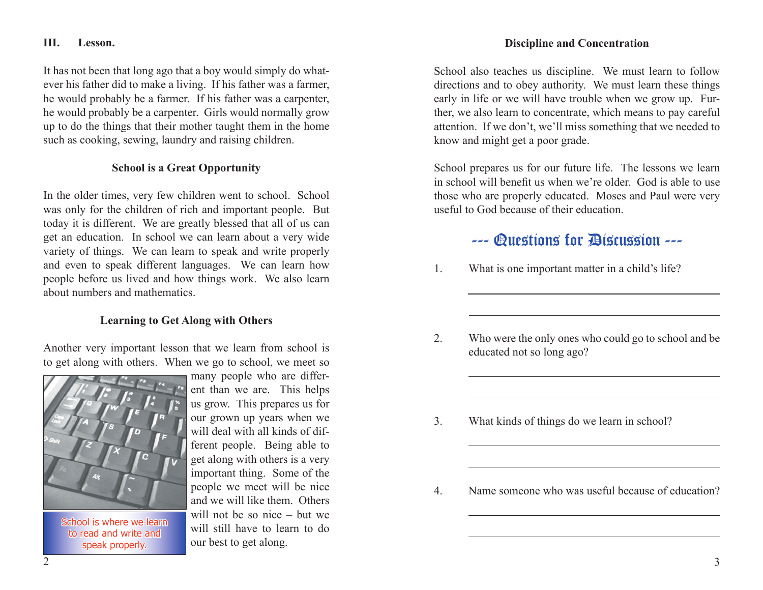### III. Lesson.

It has not been that long ago that a boy would simply do whatever his father did to make a living. If his father was a farmer, he would probably be a farmer. If his father was a carpenter, he would probably be a carpenter. Girls would normally grow up to do the things that their mother taught them in the home such as cooking, sewing, laundry and raising children.

#### School is a Great Opportunity

In the older times, very few children went to school. School was only for the children of rich and important people. But today it is different. We are greatly blessed that all of us can get an education. In school we can learn about a very wide variety of things. We can learn to speak and write properly and even to speak different languages. We can learn how people before us lived and how things work. We also learn about numbers and mathematics.

#### Learning to Get Along with Others

Another very important lesson that we learn from school is to get along with others. When we go to school, we meet so many people who are different than we are. This helps us grow. This prepares us for our grown up years when we will deal with all kinds of different people. Being able to get along with others is a very important thing. Some of the people we meet will be nice and we will like them. Others will not be so nice – but we will still have to learn to do our best to get along.

School is where we learn to read and write and speak properly.

#### Discipline and Concentration

School also teaches us discipline. We must learn to follow directions and to obey authority. We must learn these things early in life or we will have trouble when we grow up. Further, we also learn to concentrate, which means to pay careful attention. If we don't, we'll miss something that we needed to know and might get a poor grade.

School prepares us for our future life. The lessons we learn in school will benefit us when we're older. God is able to use those who are properly educated. Moses and Paul were very useful to God because of their education.

## --- Questions for Discussion ---

1. What is one important matter in a child's life?

______________________________

______________________________

2. Who were the only ones who could go to school and be educated not so long ago?

______________________________

______________________________

3. What kinds of things do we learn in school?

______________________________

______________________________

4. Name someone who was useful because of education?

______________________________

______________________________